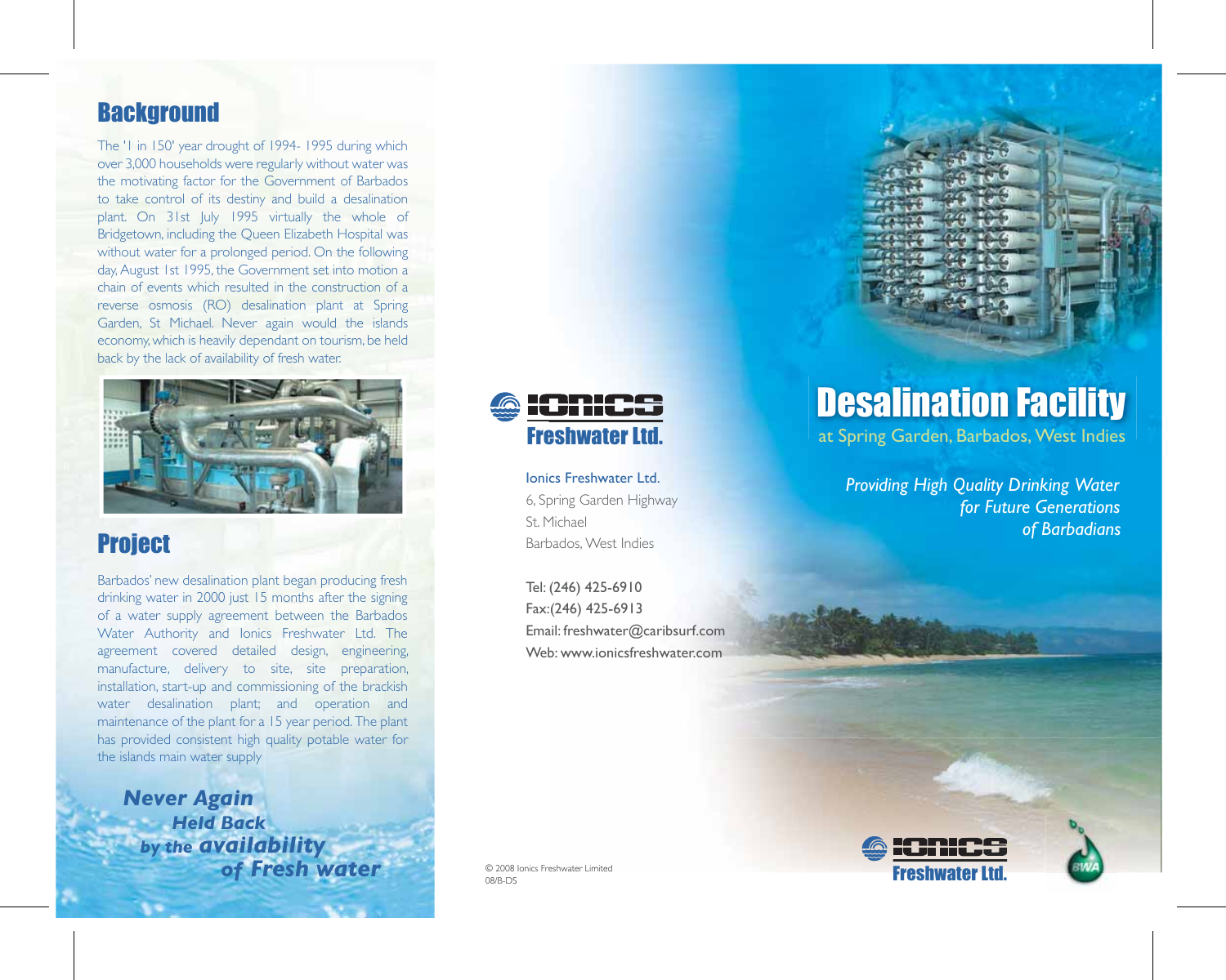## Background

The '1 in 150' year drought of 1994- 1995 during which over 3,000 households were regularly without water was the motivating factor for the Government of Barbados to take control of its destiny and build a desalination plant. On 31st July 1995 virtually the whole of Bridgetown, including the Queen Elizabeth Hospital was without water for a prolonged period. On the following day, August 1st 1995, the Government set into motion a chain of events which resulted in the construction of a reverse osmosis (RO) desalination plant at Spring Garden, St Michael. Never again would the islands economy, which is heavily dependant on tourism, be held back by the lack of availability of fresh water.

## Project

Barbados' new desalination plant began producing fresh drinking water in 2000 just 15 months after the signing of a water supply agreement between the Barbados Water Authority and Ionics Freshwater Ltd. The agreement covered detailed design, engineering, manufacture, delivery to site, site preparation, installation, start-up and commissioning of the brackish water desalination plant; and operation and maintenance of the plant for a 15 year period. The plant has provided consistent high quality potable water for the islands main water supply

***Never Again Held Back by the availability of Fresh water***

IONICS Freshwater Ltd.

Ionics Freshwater Ltd.
6, Spring Garden Highway
St. Michael
Barbados, West Indies

Tel: (246) 425-6910
Fax:(246) 425-6913
Email: freshwater@caribsurf.com
Web: www.ionicsfreshwater.com

© 2008 Ionics Freshwater Limited
08/B-DS

# Desalination Facility

at Spring Garden, Barbados, West Indies

*Providing High Quality Drinking Water for Future Generations of Barbadians*

IONICS Freshwater Ltd.

BWA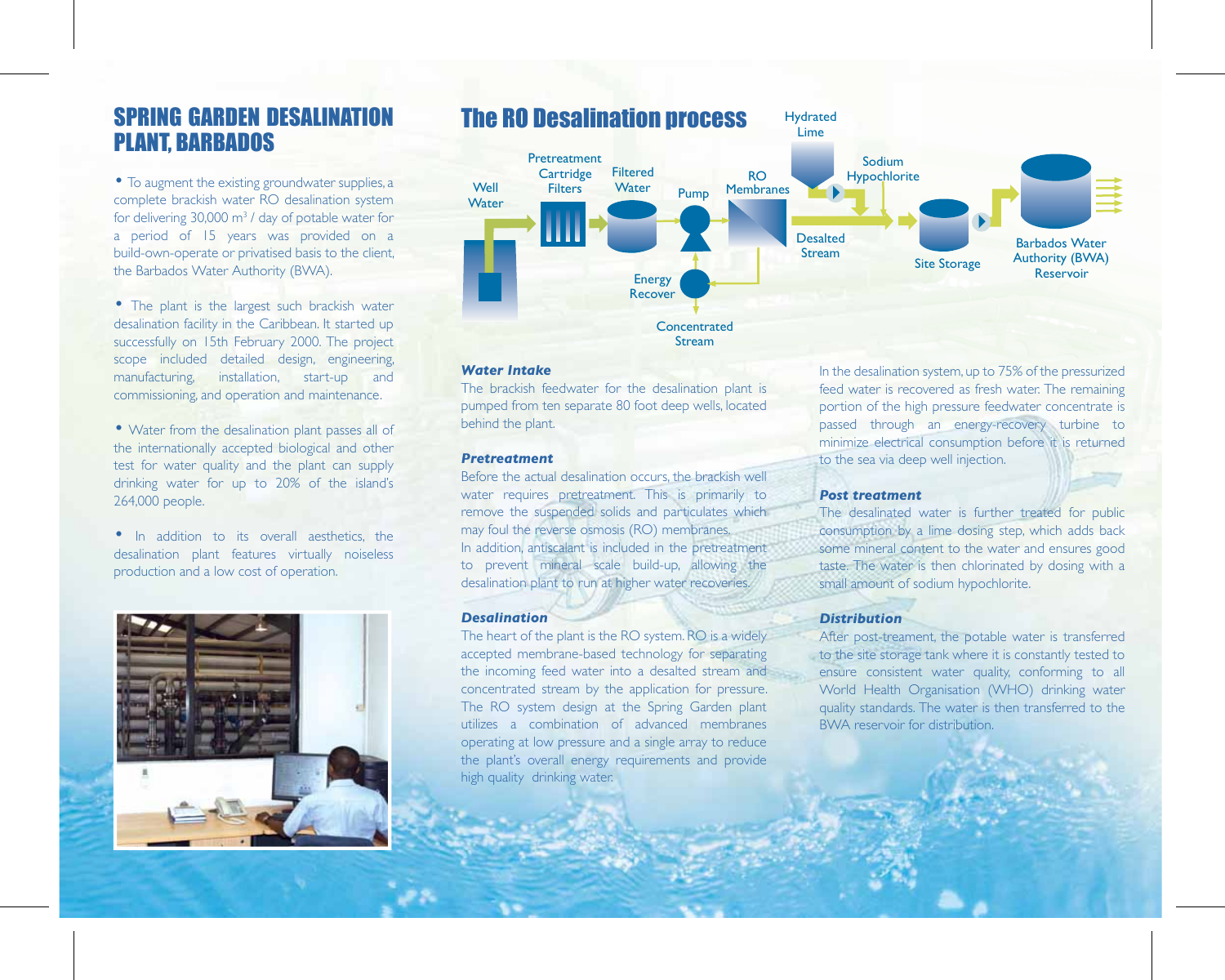# SPRING GARDEN DESALINATION PLANT, BARBADOS

- To augment the existing groundwater supplies, a complete brackish water RO desalination system for delivering 30,000 m$^3$ / day of potable water for a period of 15 years was provided on a build-own-operate or privatised basis to the client, the Barbados Water Authority (BWA).

- The plant is the largest such brackish water desalination facility in the Caribbean. It started up successfully on 15th February 2000. The project scope included detailed design, engineering, manufacturing, installation, start-up and commissioning, and operation and maintenance.

- Water from the desalination plant passes all of the internationally accepted biological and other test for water quality and the plant can supply drinking water for up to 20% of the island's 264,000 people.

- In addition to its overall aesthetics, the desalination plant features virtually noiseless production and a low cost of operation.

# The RO Desalination process

Well Water
Pretreatment Cartridge Filters
Filtered Water
Pump
RO Membranes
Energy Recover
Concentrated Stream
Hydrated Lime
Sodium Hypochlorite
Desalted Stream
Site Storage
Barbados Water Authority (BWA) Reservoir

### *Water Intake*

The brackish feedwater for the desalination plant is pumped from ten separate 80 foot deep wells, located behind the plant.

### *Pretreatment*

Before the actual desalination occurs, the brackish well water requires pretreatment. This is primarily to remove the suspended solids and particulates which may foul the reverse osmosis (RO) membranes.
In addition, antiscalant is included in the pretreatment to prevent mineral scale build-up, allowing the desalination plant to run at higher water recoveries.

### *Desalination*

The heart of the plant is the RO system. RO is a widely accepted membrane-based technology for separating the incoming feed water into a desalted stream and concentrated stream by the application for pressure. The RO system design at the Spring Garden plant utilizes a combination of advanced membranes operating at low pressure and a single array to reduce the plant's overall energy requirements and provide high quality drinking water.

In the desalination system, up to 75% of the pressurized feed water is recovered as fresh water. The remaining portion of the high pressure feedwater concentrate is passed through an energy-recovery turbine to minimize electrical consumption before it is returned to the sea via deep well injection.

### *Post treatment*

The desalinated water is further treated for public consumption by a lime dosing step, which adds back some mineral content to the water and ensures good taste. The water is then chlorinated by dosing with a small amount of sodium hypochlorite.

### *Distribution*

After post-treament, the potable water is transferred to the site storage tank where it is constantly tested to ensure consistent water quality, conforming to all World Health Organisation (WHO) drinking water quality standards. The water is then transferred to the BWA reservoir for distribution.